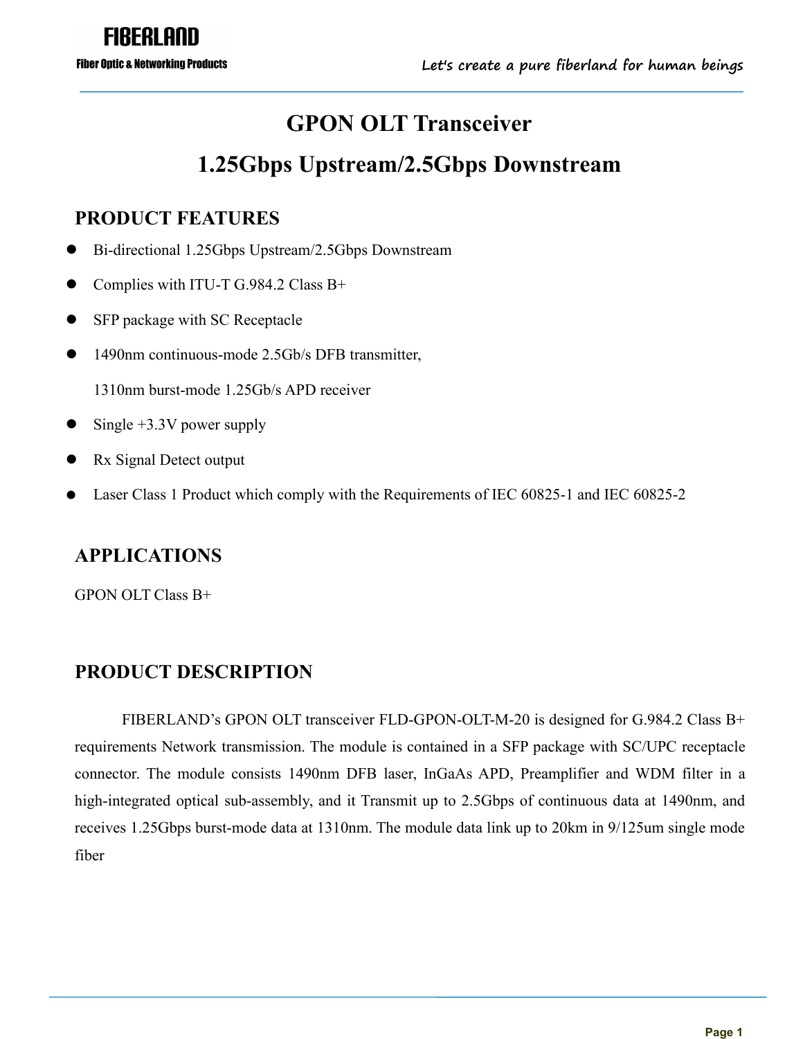# GPON OLT Transceiver

# 1.25Gbps Upstream/2.5Gbps Downstream

## PRODUCT FEATURES

- Bi-directional 1.25Gbps Upstream/2.5Gbps Downstream
- Complies with ITU-T G.984.2 Class B+
- SFP package with SC Receptacle
- 1490nm continuous-mode 2.5Gb/s DFB transmitter,
  1310nm burst-mode 1.25Gb/s APD receiver
- Single +3.3V power supply
- Rx Signal Detect output
- Laser Class 1 Product which comply with the Requirements of IEC 60825-1 and IEC 60825-2

## APPLICATIONS

GPON OLT Class B+

## PRODUCT DESCRIPTION

FIBERLAND's GPON OLT transceiver FLD-GPON-OLT-M-20 is designed for G.984.2 Class B+ requirements Network transmission. The module is contained in a SFP package with SC/UPC receptacle connector. The module consists 1490nm DFB laser, InGaAs APD, Preamplifier and WDM filter in a high-integrated optical sub-assembly, and it Transmit up to 2.5Gbps of continuous data at 1490nm, and receives 1.25Gbps burst-mode data at 1310nm. The module data link up to 20km in 9/125um single mode fiber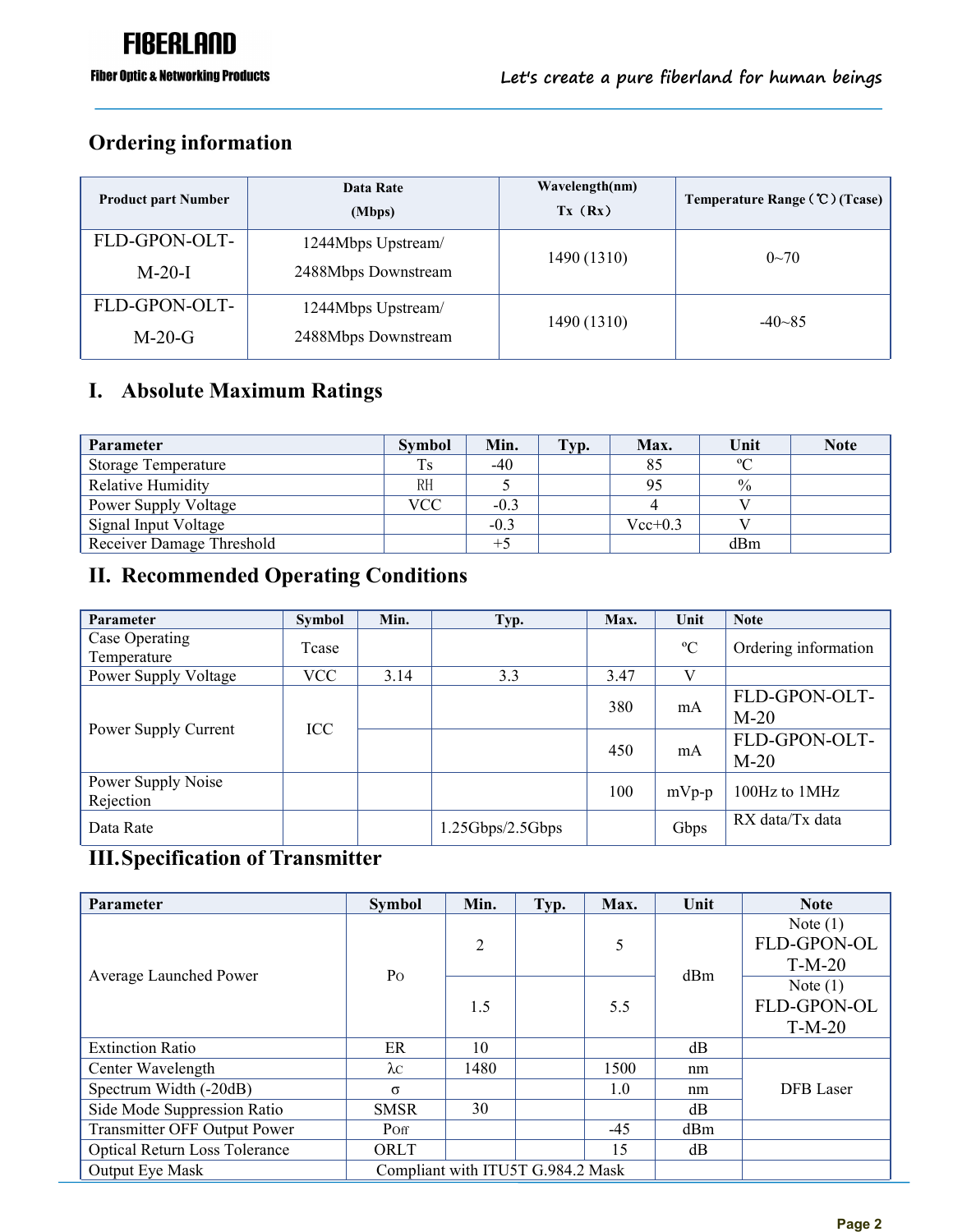## Ordering information

| Product part Number | Data Rate (Mbps) | Wavelength(nm) Tx（Rx） | Temperature Range（℃）(Tcase) |
|---|---|---|---|
| FLD-GPON-OLT-M-20-I | 1244Mbps Upstream/ 2488Mbps Downstream | 1490 (1310) | 0~70 |
| FLD-GPON-OLT-M-20-G | 1244Mbps Upstream/ 2488Mbps Downstream | 1490 (1310) | -40~85 |

## I. Absolute Maximum Ratings

| Parameter | Symbol | Min. | Typ. | Max. | Unit | Note |
|---|---|---|---|---|---|---|
| Storage Temperature | Ts | -40 | | 85 | ºC | |
| Relative Humidity | RH | 5 | | 95 | % | |
| Power Supply Voltage | VCC | -0.3 | | 4 | V | |
| Signal Input Voltage | | -0.3 | | Vcc+0.3 | V | |
| Receiver Damage Threshold | | +5 | | | dBm | |

## II. Recommended Operating Conditions

| Parameter | Symbol | Min. | Typ. | Max. | Unit | Note |
|---|---|---|---|---|---|---|
| Case Operating Temperature | Tcase | | | | ºC | Ordering information |
| Power Supply Voltage | VCC | 3.14 | 3.3 | 3.47 | V | |
| Power Supply Current | ICC | | | 380 | mA | FLD-GPON-OLT-M-20 |
| | | | | 450 | mA | FLD-GPON-OLT-M-20 |
| Power Supply Noise Rejection | | | | 100 | mVp-p | 100Hz to 1MHz |
| Data Rate | | | 1.25Gbps/2.5Gbps | | Gbps | RX data/Tx data |

## III. Specification of Transmitter

| Parameter | Symbol | Min. | Typ. | Max. | Unit | Note |
|---|---|---|---|---|---|---|
| Average Launched Power | Po | 2 | | 5 | dBm | Note (1) FLD-GPON-OLT-M-20 |
| | | 1.5 | | 5.5 | | Note (1) FLD-GPON-OLT-M-20 |
| Extinction Ratio | ER | 10 | | | dB | |
| Center Wavelength | λc | 1480 | | 1500 | nm | DFB Laser |
| Spectrum Width (-20dB) | σ | | | 1.0 | nm | DFB Laser |
| Side Mode Suppression Ratio | SMSR | 30 | | | dB | DFB Laser |
| Transmitter OFF Output Power | Poff | | | -45 | dBm | |
| Optical Return Loss Tolerance | ORLT | | | 15 | dB | |
| Output Eye Mask | Compliant with ITU5T G.984.2 Mask | | | | | |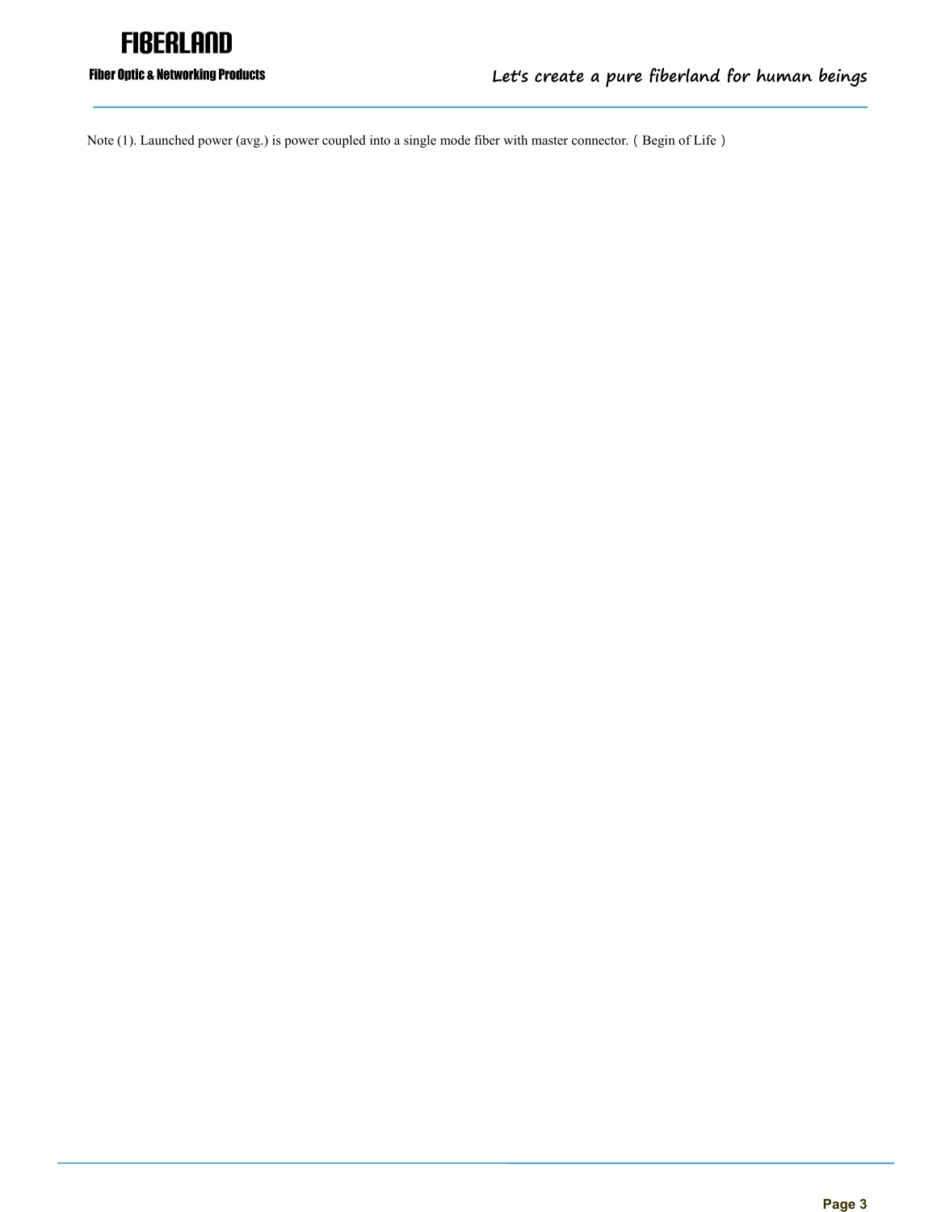Note (1). Launched power (avg.) is power coupled into a single mode fiber with master connector.（Begin of Life）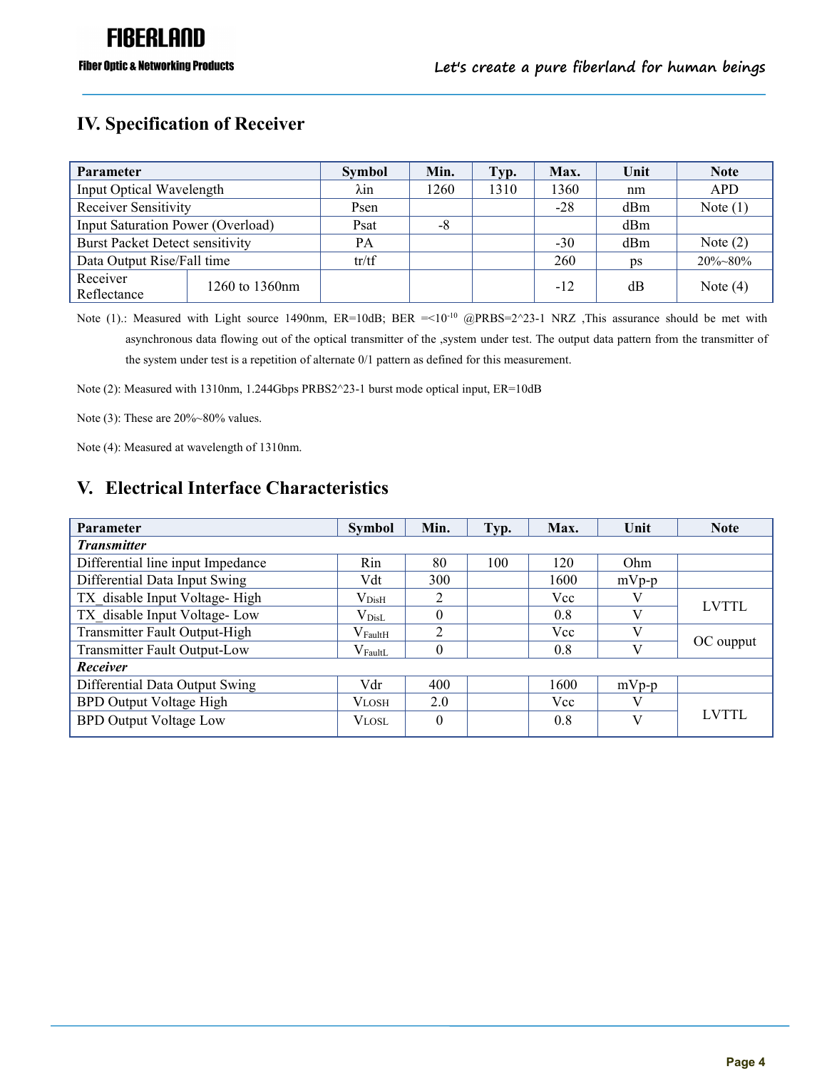## IV. Specification of Receiver

| Parameter | | Symbol | Min. | Typ. | Max. | Unit | Note |
|---|---|---|---|---|---|---|---|
| Input Optical Wavelength | | λin | 1260 | 1310 | 1360 | nm | APD |
| Receiver Sensitivity | | Psen | | | -28 | dBm | Note (1) |
| Input Saturation Power (Overload) | | Psat | -8 | | | dBm | |
| Burst Packet Detect sensitivity | | PA | | | -30 | dBm | Note (2) |
| Data Output Rise/Fall time | | tr/tf | | | 260 | ps | 20%~80% |
| Receiver Reflectance | 1260 to 1360nm | | | | -12 | dB | Note (4) |

Note (1).: Measured with Light source 1490nm, ER=10dB; BER =<$10^{-10}$ @PRBS=2^23-1 NRZ ,This assurance should be met with asynchronous data flowing out of the optical transmitter of the ,system under test. The output data pattern from the transmitter of the system under test is a repetition of alternate 0/1 pattern as defined for this measurement.

Note (2): Measured with 1310nm, 1.244Gbps PRBS2^23-1 burst mode optical input, ER=10dB

Note (3): These are 20%~80% values.

Note (4): Measured at wavelength of 1310nm.

## V. Electrical Interface Characteristics

| Parameter | Symbol | Min. | Typ. | Max. | Unit | Note |
|---|---|---|---|---|---|---|
| ***Transmitter*** | | | | | | |
| Differential line input Impedance | Rin | 80 | 100 | 120 | Ohm | |
| Differential Data Input Swing | Vdt | 300 | | 1600 | mVp-p | |
| TX_disable Input Voltage- High | $V_{DisH}$ | 2 | | Vcc | V | LVTTL |
| TX_disable Input Voltage- Low | $V_{DisL}$ | 0 | | 0.8 | V | |
| Transmitter Fault Output-High | $V_{FaultH}$ | 2 | | Vcc | V | OC oupput |
| Transmitter Fault Output-Low | $V_{FaultL}$ | 0 | | 0.8 | V | |
| ***Receiver*** | | | | | | |
| Differential Data Output Swing | Vdr | 400 | | 1600 | mVp-p | |
| BPD Output Voltage High | $V_{LOSH}$ | 2.0 | | Vcc | V | LVTTL |
| BPD Output Voltage Low | $V_{LOSL}$ | 0 | | 0.8 | V | |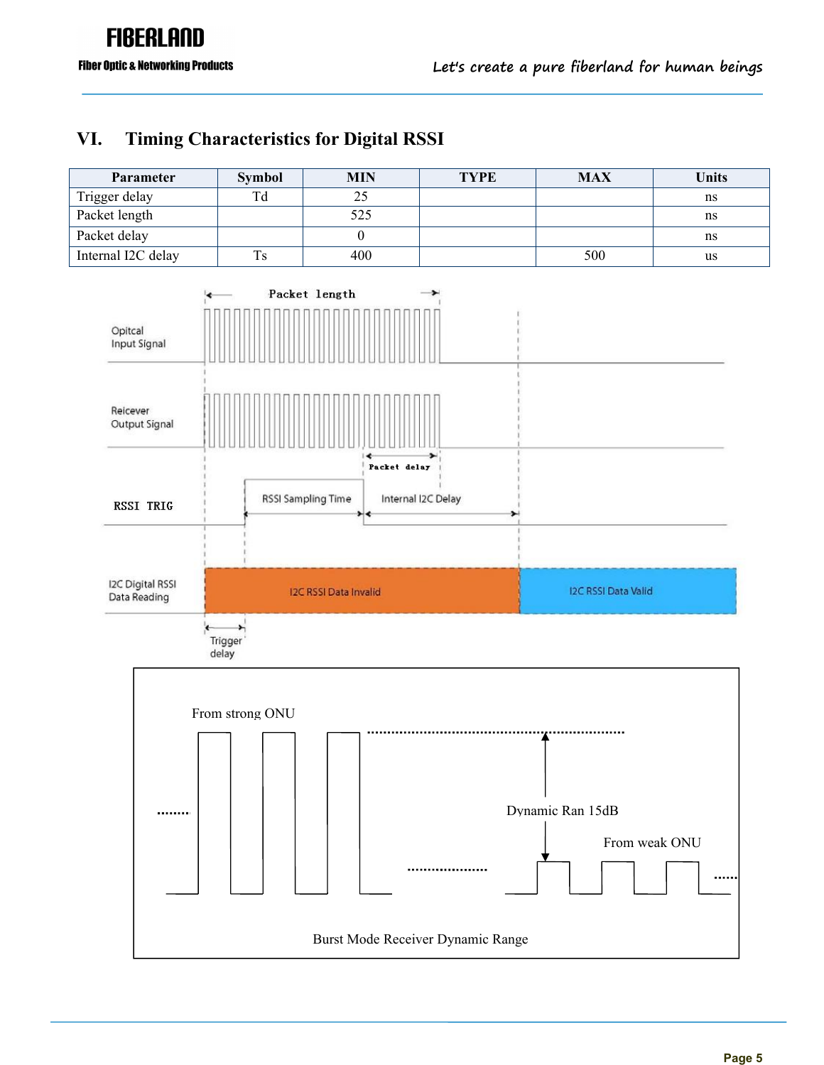## VI. Timing Characteristics for Digital RSSI

| Parameter | Symbol | MIN | TYPE | MAX | Units |
|---|---|---|---|---|---|
| Trigger delay | Td | 25 | | | ns |
| Packet length | | 525 | | | ns |
| Packet delay | | 0 | | | ns |
| Internal I2C delay | Ts | 400 | | 500 | us |

Packet length

Opitcal Input Signal

Reicever Output Signal

Packet delay

RSSI TRIG

RSSI Sampling Time

Internal I2C Delay

I2C Digital RSSI Data Reading

I2C RSSI Data Invalid

I2C RSSI Data Valid

Trigger delay

From strong ONU

Dynamic Ran 15dB

From weak ONU

Burst Mode Receiver Dynamic Range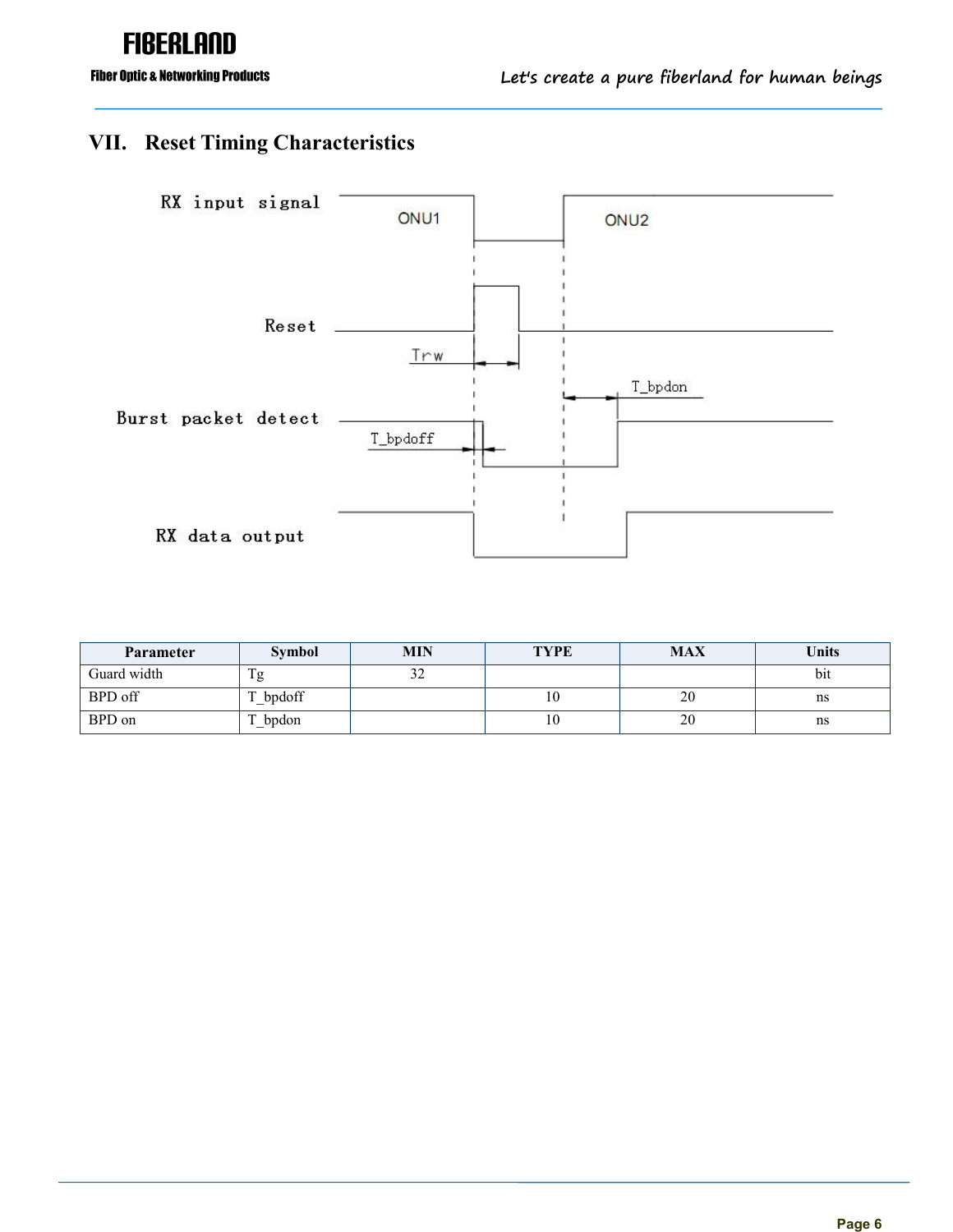## VII. Reset Timing Characteristics

| Parameter | Symbol | MIN | TYPE | MAX | Units |
| --- | --- | --- | --- | --- | --- |
| Guard width | Tg | 32 | | | bit |
| BPD off | T_bpdoff | | 10 | 20 | ns |
| BPD on | T_bpdon | | 10 | 20 | ns |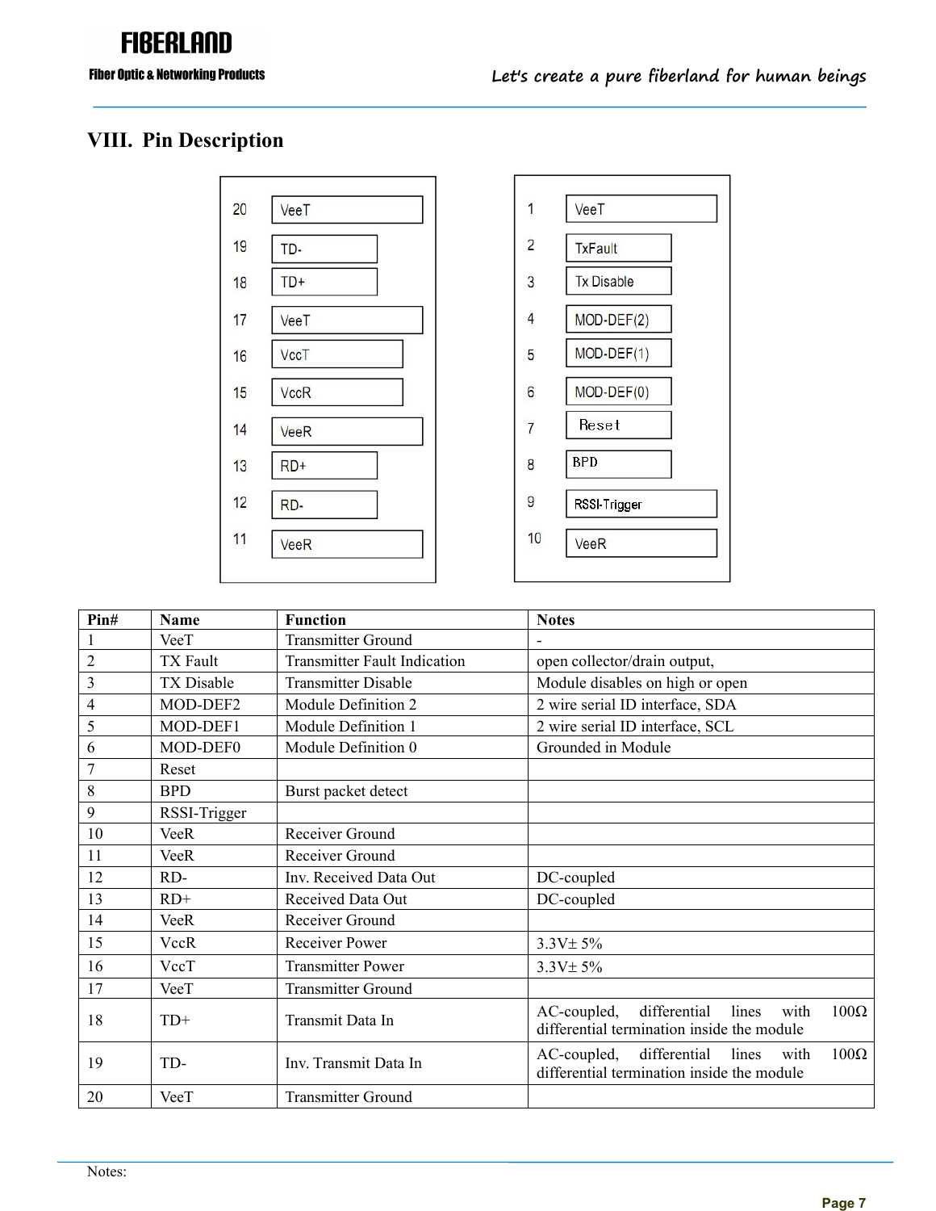## VIII. Pin Description

| Pin# | Name | Function | Notes |
|---|---|---|---|
| 1 | VeeT | Transmitter Ground | - |
| 2 | TX Fault | Transmitter Fault Indication | open collector/drain output, |
| 3 | TX Disable | Transmitter Disable | Module disables on high or open |
| 4 | MOD-DEF2 | Module Definition 2 | 2 wire serial ID interface, SDA |
| 5 | MOD-DEF1 | Module Definition 1 | 2 wire serial ID interface, SCL |
| 6 | MOD-DEF0 | Module Definition 0 | Grounded in Module |
| 7 | Reset | | |
| 8 | BPD | Burst packet detect | |
| 9 | RSSI-Trigger | | |
| 10 | VeeR | Receiver Ground | |
| 11 | VeeR | Receiver Ground | |
| 12 | RD- | Inv. Received Data Out | DC-coupled |
| 13 | RD+ | Received Data Out | DC-coupled |
| 14 | VeeR | Receiver Ground | |
| 15 | VccR | Receiver Power | 3.3V± 5% |
| 16 | VccT | Transmitter Power | 3.3V± 5% |
| 17 | VeeT | Transmitter Ground | |
| 18 | TD+ | Transmit Data In | AC-coupled, differential lines with 100Ω differential termination inside the module |
| 19 | TD- | Inv. Transmit Data In | AC-coupled, differential lines with 100Ω differential termination inside the module |
| 20 | VeeT | Transmitter Ground | |

Notes: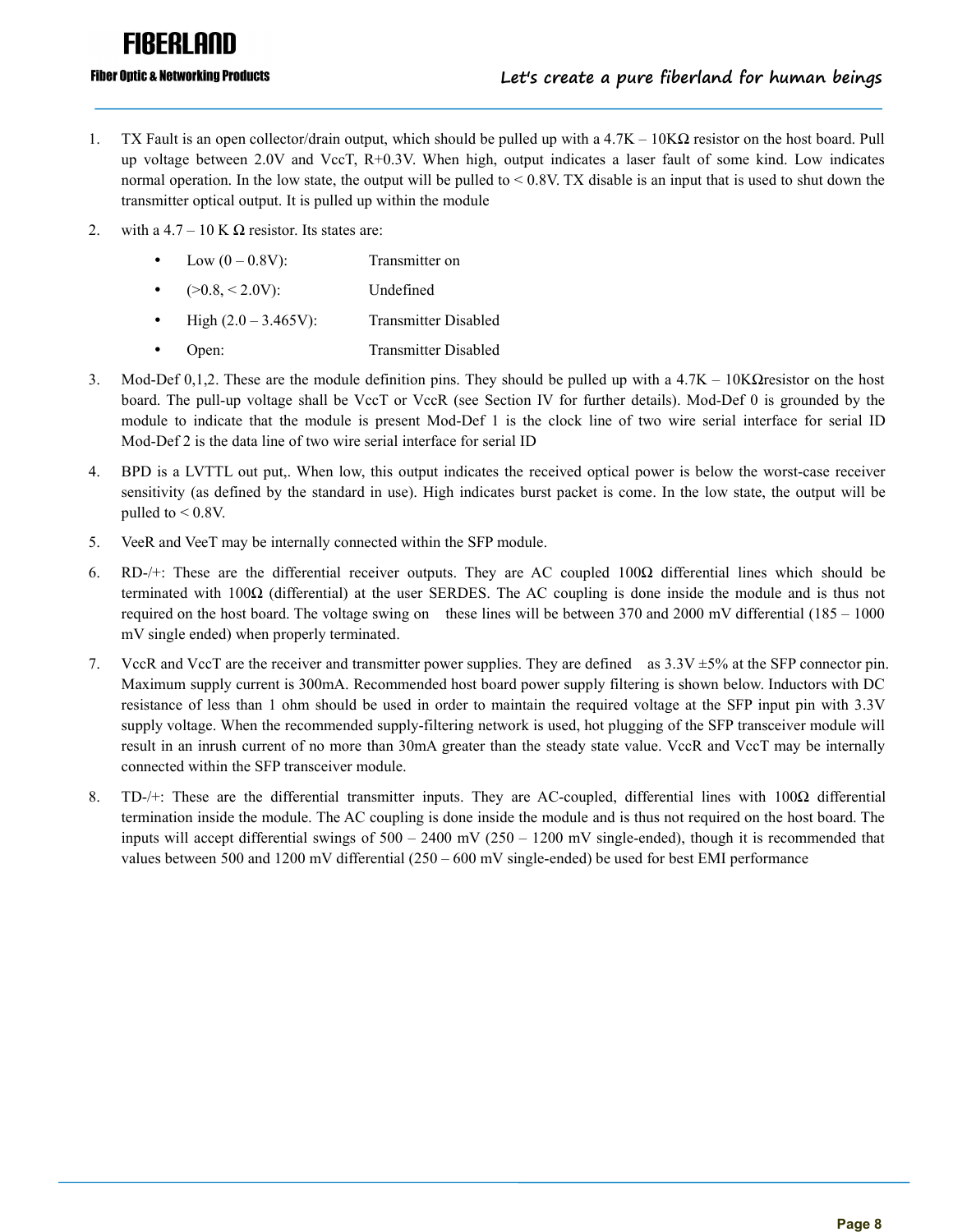1. TX Fault is an open collector/drain output, which should be pulled up with a 4.7K – 10KΩ resistor on the host board. Pull up voltage between 2.0V and VccT, R+0.3V. When high, output indicates a laser fault of some kind. Low indicates normal operation. In the low state, the output will be pulled to < 0.8V. TX disable is an input that is used to shut down the transmitter optical output. It is pulled up within the module
2. with a 4.7 – 10 K Ω resistor. Its states are:
   - Low (0 – 0.8V): Transmitter on
   - (>0.8, < 2.0V): Undefined
   - High (2.0 – 3.465V): Transmitter Disabled
   - Open: Transmitter Disabled
3. Mod-Def 0,1,2. These are the module definition pins. They should be pulled up with a 4.7K – 10KΩresistor on the host board. The pull-up voltage shall be VccT or VccR (see Section IV for further details). Mod-Def 0 is grounded by the module to indicate that the module is present Mod-Def 1 is the clock line of two wire serial interface for serial ID Mod-Def 2 is the data line of two wire serial interface for serial ID
4. BPD is a LVTTL out put,. When low, this output indicates the received optical power is below the worst-case receiver sensitivity (as defined by the standard in use). High indicates burst packet is come. In the low state, the output will be pulled to < 0.8V.
5. VeeR and VeeT may be internally connected within the SFP module.
6. RD-/+: These are the differential receiver outputs. They are AC coupled 100Ω differential lines which should be terminated with 100Ω (differential) at the user SERDES. The AC coupling is done inside the module and is thus not required on the host board. The voltage swing on these lines will be between 370 and 2000 mV differential (185 – 1000 mV single ended) when properly terminated.
7. VccR and VccT are the receiver and transmitter power supplies. They are defined as 3.3V ±5% at the SFP connector pin. Maximum supply current is 300mA. Recommended host board power supply filtering is shown below. Inductors with DC resistance of less than 1 ohm should be used in order to maintain the required voltage at the SFP input pin with 3.3V supply voltage. When the recommended supply-filtering network is used, hot plugging of the SFP transceiver module will result in an inrush current of no more than 30mA greater than the steady state value. VccR and VccT may be internally connected within the SFP transceiver module.
8. TD-/+: These are the differential transmitter inputs. They are AC-coupled, differential lines with 100Ω differential termination inside the module. The AC coupling is done inside the module and is thus not required on the host board. The inputs will accept differential swings of 500 – 2400 mV (250 – 1200 mV single-ended), though it is recommended that values between 500 and 1200 mV differential (250 – 600 mV single-ended) be used for best EMI performance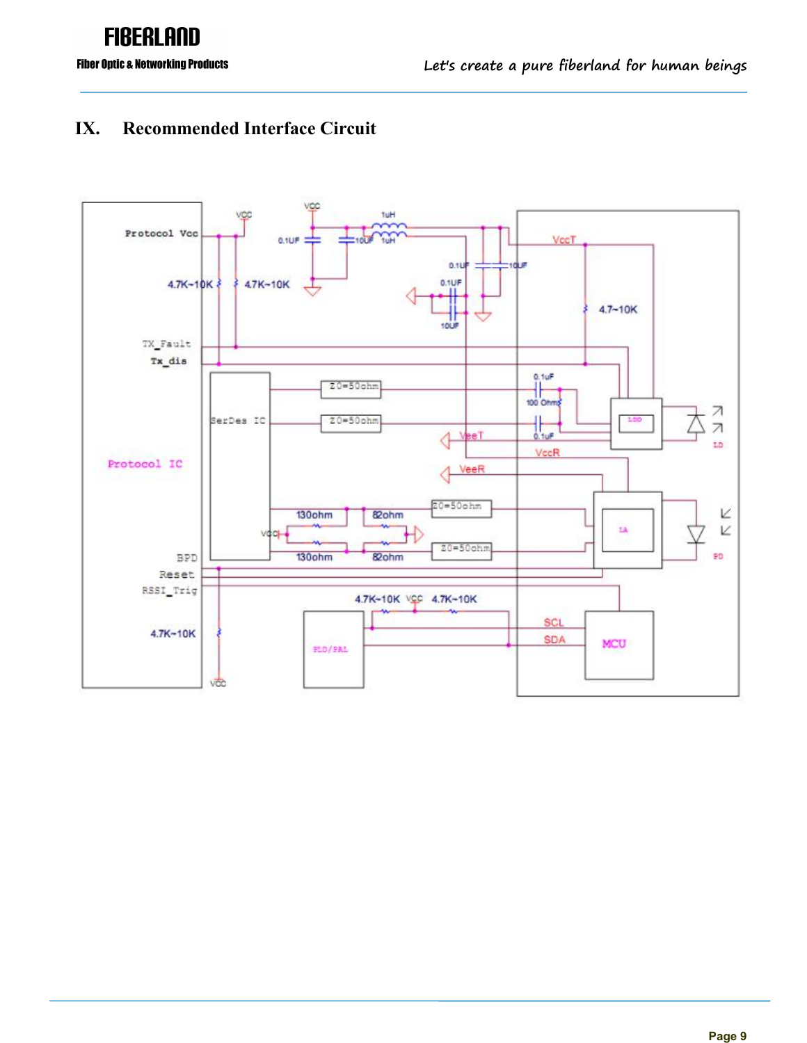# IX. Recommended Interface Circuit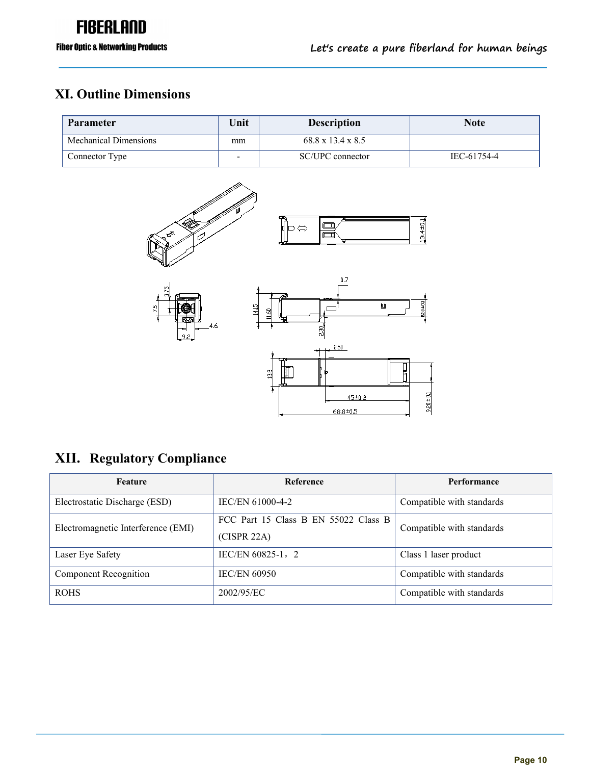## XI. Outline Dimensions

| Parameter | Unit | Description | Note |
|---|---|---|---|
| Mechanical Dimensions | mm | 68.8 x 13.4 x 8.5 | |
| Connector Type | - | SC/UPC connector | IEC-61754-4 |

13.4±0.1
0.7
3.75
7.5
4.6
9.2
14.15
11.60
2.30
8.50±0.1
2.50
13.8
45±0.2
68.8±0.5
9.20±0.1

## XII. Regulatory Compliance

| Feature | Reference | Performance |
|---|---|---|
| Electrostatic Discharge (ESD) | IEC/EN 61000-4-2 | Compatible with standards |
| Electromagnetic Interference (EMI) | FCC Part 15 Class B EN 55022 Class B (CISPR 22A) | Compatible with standards |
| Laser Eye Safety | IEC/EN 60825-1，2 | Class 1 laser product |
| Component Recognition | IEC/EN 60950 | Compatible with standards |
| ROHS | 2002/95/EC | Compatible with standards |